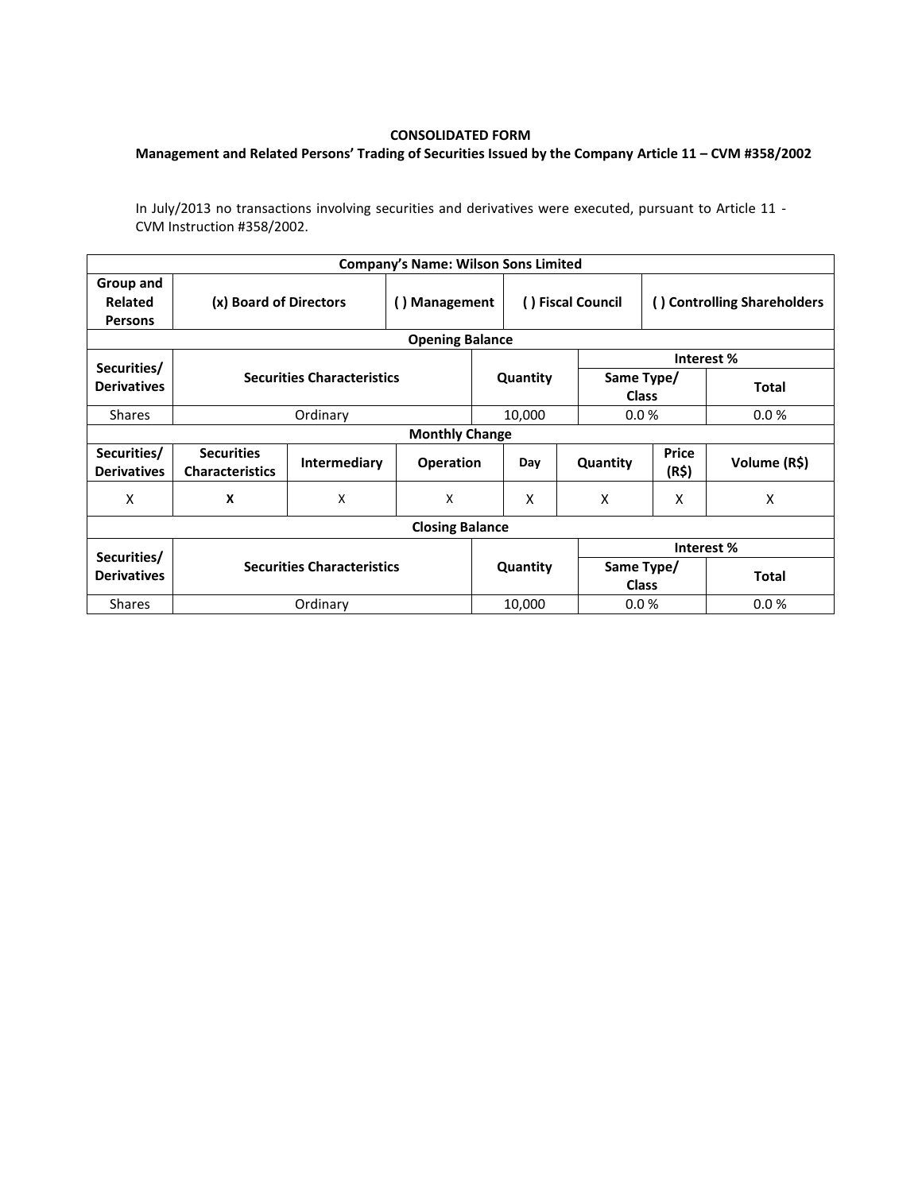**CONSOLIDATED FORM**

**Management and Related Persons' Trading of Securities Issued by the Company Article 11 – CVM #358/2002**

In July/2013 no transactions involving securities and derivatives were executed, pursuant to Article 11 - CVM Instruction #358/2002.

| **Company's Name: Wilson Sons Limited** | | | | | | | |
|---|---|---|---|---|---|---|---|
| **Group and Related Persons** | **(x) Board of Directors** | | **( ) Management** | **( ) Fiscal Council** | | **( ) Controlling Shareholders** | |
| **Opening Balance** | | | | | | | |
| **Securities/ Derivatives** | **Securities Characteristics** | | | **Quantity** | | **Interest %** | |
| | | | | | | **Same Type/ Class** | **Total** |
| Shares | Ordinary | | | 10,000 | | 0.0 % | 0.0 % |
| **Monthly Change** | | | | | | | |
| **Securities/ Derivatives** | **Securities Characteristics** | **Intermediary** | **Operation** | **Day** | **Quantity** | **Price (R$)** | **Volume (R$)** |
| X | **X** | X | X | X | X | X | X |
| **Closing Balance** | | | | | | | |
| **Securities/ Derivatives** | **Securities Characteristics** | | | **Quantity** | | **Interest %** | |
| | | | | | | **Same Type/ Class** | **Total** |
| Shares | Ordinary | | | 10,000 | | 0.0 % | 0.0 % |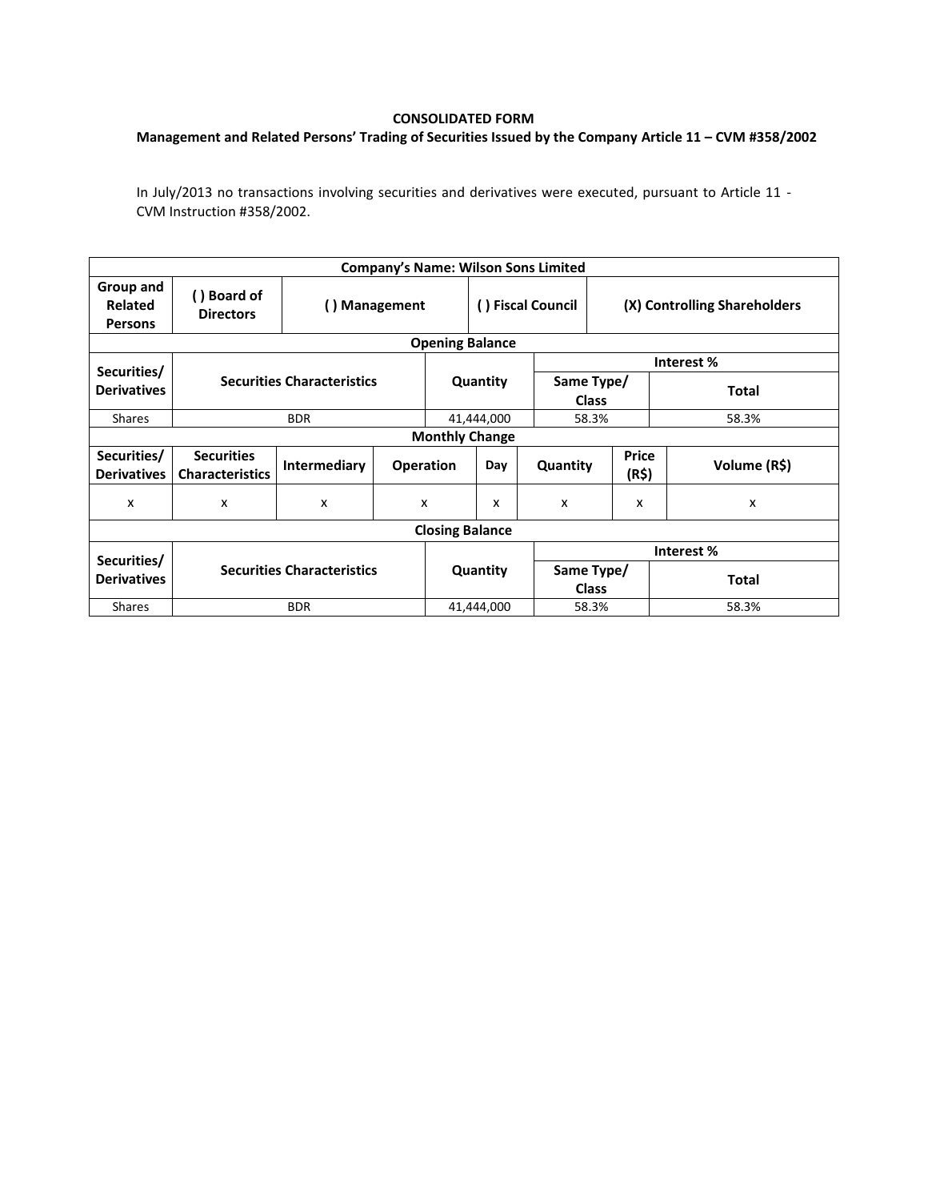**CONSOLIDATED FORM**

**Management and Related Persons' Trading of Securities Issued by the Company Article 11 – CVM #358/2002**

In July/2013 no transactions involving securities and derivatives were executed, pursuant to Article 11 - CVM Instruction #358/2002.

| Company's Name: Wilson Sons Limited | | | | | | | |
|---|---|---|---|---|---|---|---|
| **Group and Related Persons** | **( ) Board of Directors** | **( ) Management** | | **( ) Fiscal Council** | | **(X) Controlling Shareholders** | |
| **Opening Balance** | | | | | | | |
| **Securities/ Derivatives** | **Securities Characteristics** | | | **Quantity** | **Interest %** | | |
| | | | | | **Same Type/ Class** | | **Total** |
| Shares | BDR | | | 41,444,000 | 58.3% | | 58.3% |
| **Monthly Change** | | | | | | | |
| **Securities/ Derivatives** | **Securities Characteristics** | **Intermediary** | **Operation** | **Day** | **Quantity** | **Price (R$)** | **Volume (R$)** |
| x | x | x | x | x | x | x | x |
| **Closing Balance** | | | | | | | |
| **Securities/ Derivatives** | **Securities Characteristics** | | | **Quantity** | **Interest %** | | |
| | | | | | **Same Type/ Class** | | **Total** |
| Shares | BDR | | | 41,444,000 | 58.3% | | 58.3% |